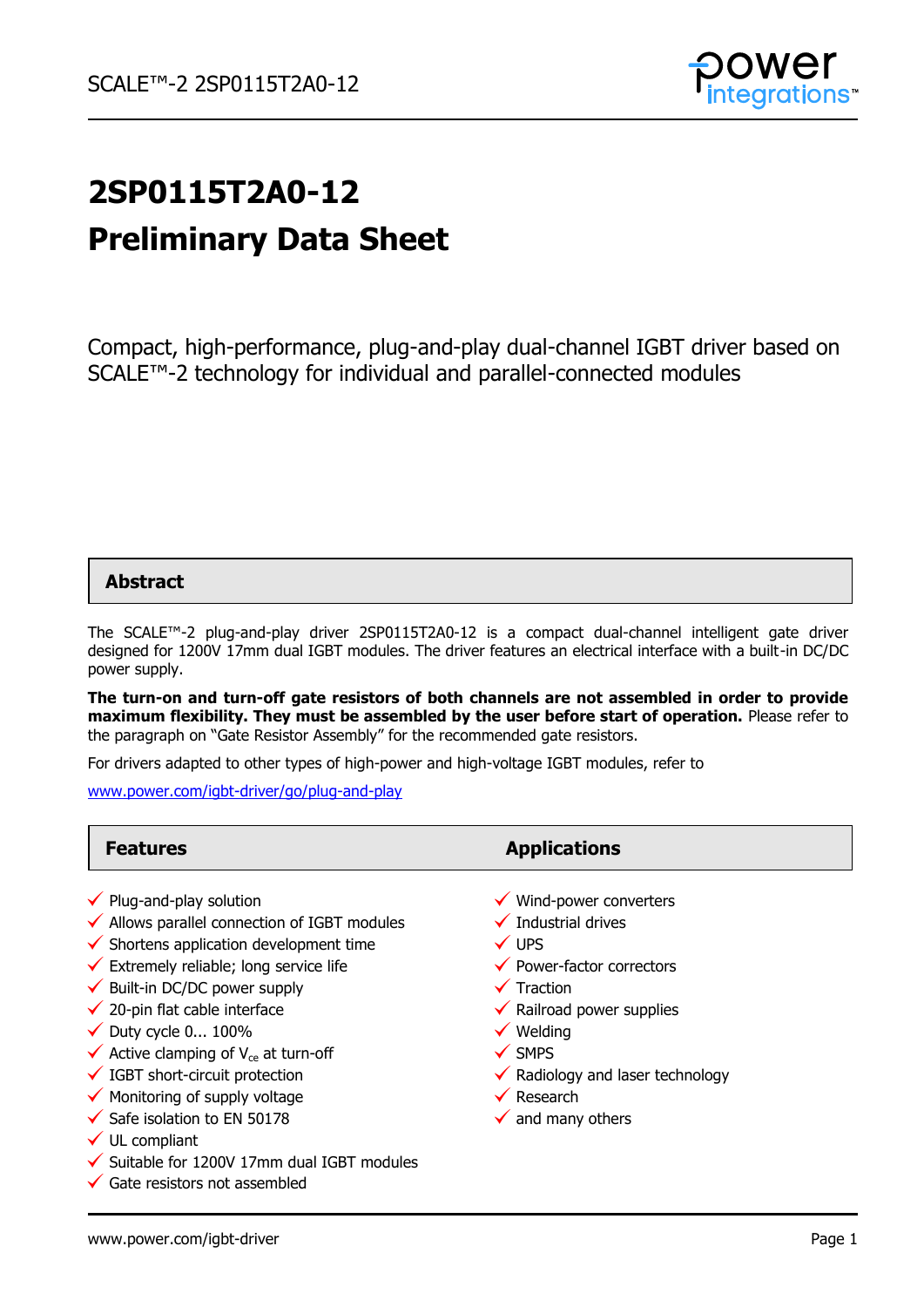# 2SP0115T2A0-12

# Preliminary Data Sheet

Compact, high-performance, plug-and-play dual-channel IGBT driver based on SCALE™-2 technology for individual and parallel-connected modules

## Abstract

The SCALE™-2 plug-and-play driver 2SP0115T2A0-12 is a compact dual-channel intelligent gate driver designed for 1200V 17mm dual IGBT modules. The driver features an electrical interface with a built-in DC/DC power supply.

**The turn-on and turn-off gate resistors of both channels are not assembled in order to provide maximum flexibility. They must be assembled by the user before start of operation.** Please refer to the paragraph on "Gate Resistor Assembly" for the recommended gate resistors.

For drivers adapted to other types of high-power and high-voltage IGBT modules, refer to

[www.power.com/igbt-driver/go/plug-and-play](www.power.com/igbt-driver/go/plug-and-play)

## Features

- ✓ Plug-and-play solution
- ✓ Allows parallel connection of IGBT modules
- ✓ Shortens application development time
- ✓ Extremely reliable; long service life
- ✓ Built-in DC/DC power supply
- ✓ 20-pin flat cable interface
- ✓ Duty cycle 0... 100%
- ✓ Active clamping of $V_{ce}$ at turn-off
- ✓ IGBT short-circuit protection
- ✓ Monitoring of supply voltage
- ✓ Safe isolation to EN 50178
- ✓ UL compliant
- ✓ Suitable for 1200V 17mm dual IGBT modules
- ✓ Gate resistors not assembled

## Applications

- ✓ Wind-power converters
- ✓ Industrial drives
- ✓ UPS
- ✓ Power-factor correctors
- ✓ Traction
- ✓ Railroad power supplies
- ✓ Welding
- ✓ SMPS
- ✓ Radiology and laser technology
- ✓ Research
- ✓ and many others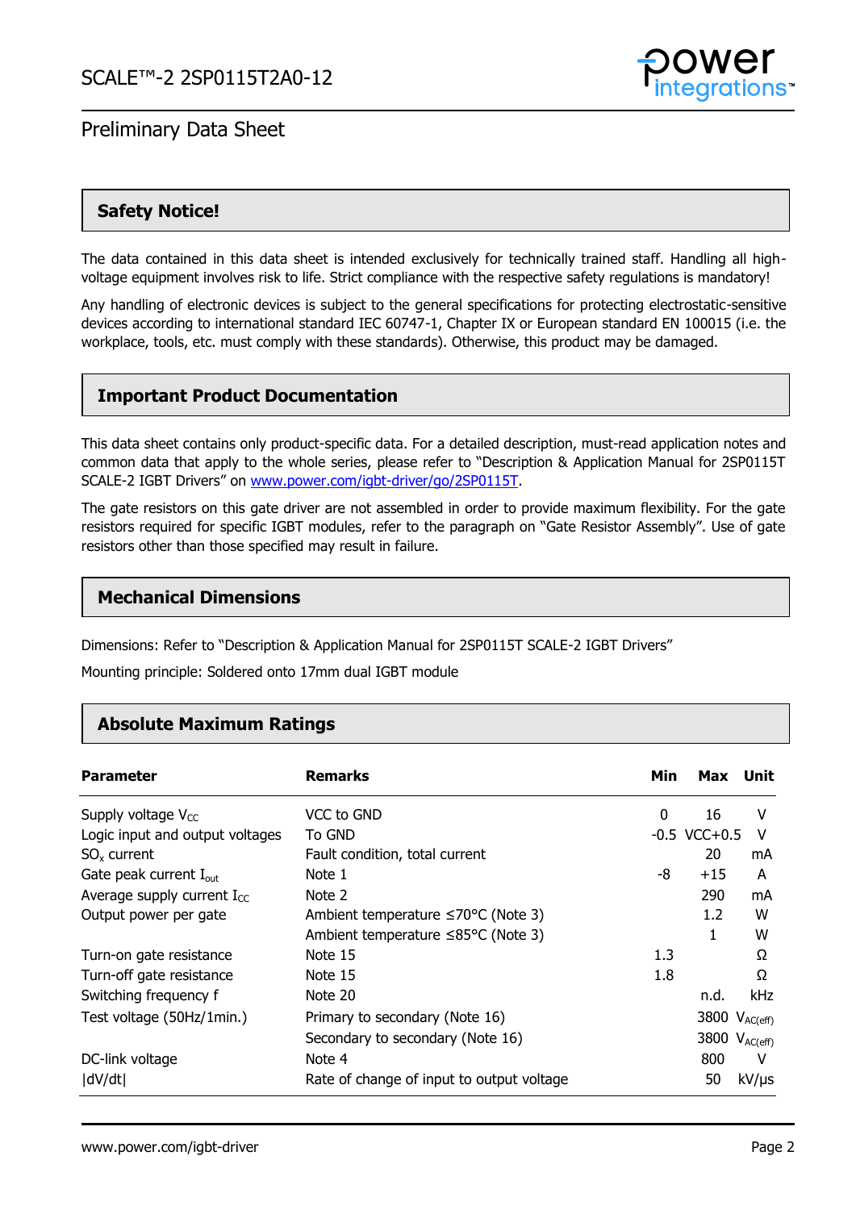## Safety Notice!

The data contained in this data sheet is intended exclusively for technically trained staff. Handling all high-voltage equipment involves risk to life. Strict compliance with the respective safety regulations is mandatory!

Any handling of electronic devices is subject to the general specifications for protecting electrostatic-sensitive devices according to international standard IEC 60747-1, Chapter IX or European standard EN 100015 (i.e. the workplace, tools, etc. must comply with these standards). Otherwise, this product may be damaged.

## Important Product Documentation

This data sheet contains only product-specific data. For a detailed description, must-read application notes and common data that apply to the whole series, please refer to "Description & Application Manual for 2SP0115T SCALE-2 IGBT Drivers" on www.power.com/igbt-driver/go/2SP0115T.

The gate resistors on this gate driver are not assembled in order to provide maximum flexibility. For the gate resistors required for specific IGBT modules, refer to the paragraph on "Gate Resistor Assembly". Use of gate resistors other than those specified may result in failure.

## Mechanical Dimensions

Dimensions: Refer to "Description & Application Manual for 2SP0115T SCALE-2 IGBT Drivers"

Mounting principle: Soldered onto 17mm dual IGBT module

## Absolute Maximum Ratings

| Parameter | Remarks | Min | Max | Unit |
|---|---|---|---|---|
| Supply voltage $V_{CC}$ | VCC to GND | 0 | 16 | V |
| Logic input and output voltages | To GND | -0.5 | VCC+0.5 | V |
| $SO_x$ current | Fault condition, total current | | 20 | mA |
| Gate peak current $I_{out}$ | Note 1 | -8 | +15 | A |
| Average supply current $I_{CC}$ | Note 2 | | 290 | mA |
| Output power per gate | Ambient temperature ≤70°C (Note 3) | | 1.2 | W |
| | Ambient temperature ≤85°C (Note 3) | | 1 | W |
| Turn-on gate resistance | Note 15 | 1.3 | | Ω |
| Turn-off gate resistance | Note 15 | 1.8 | | Ω |
| Switching frequency f | Note 20 | | n.d. | kHz |
| Test voltage (50Hz/1min.) | Primary to secondary (Note 16) | | 3800 | $V_{AC(eff)}$ |
| | Secondary to secondary (Note 16) | | 3800 | $V_{AC(eff)}$ |
| DC-link voltage | Note 4 | | 800 | V |
| \|dV/dt\| | Rate of change of input to output voltage | | 50 | kV/μs |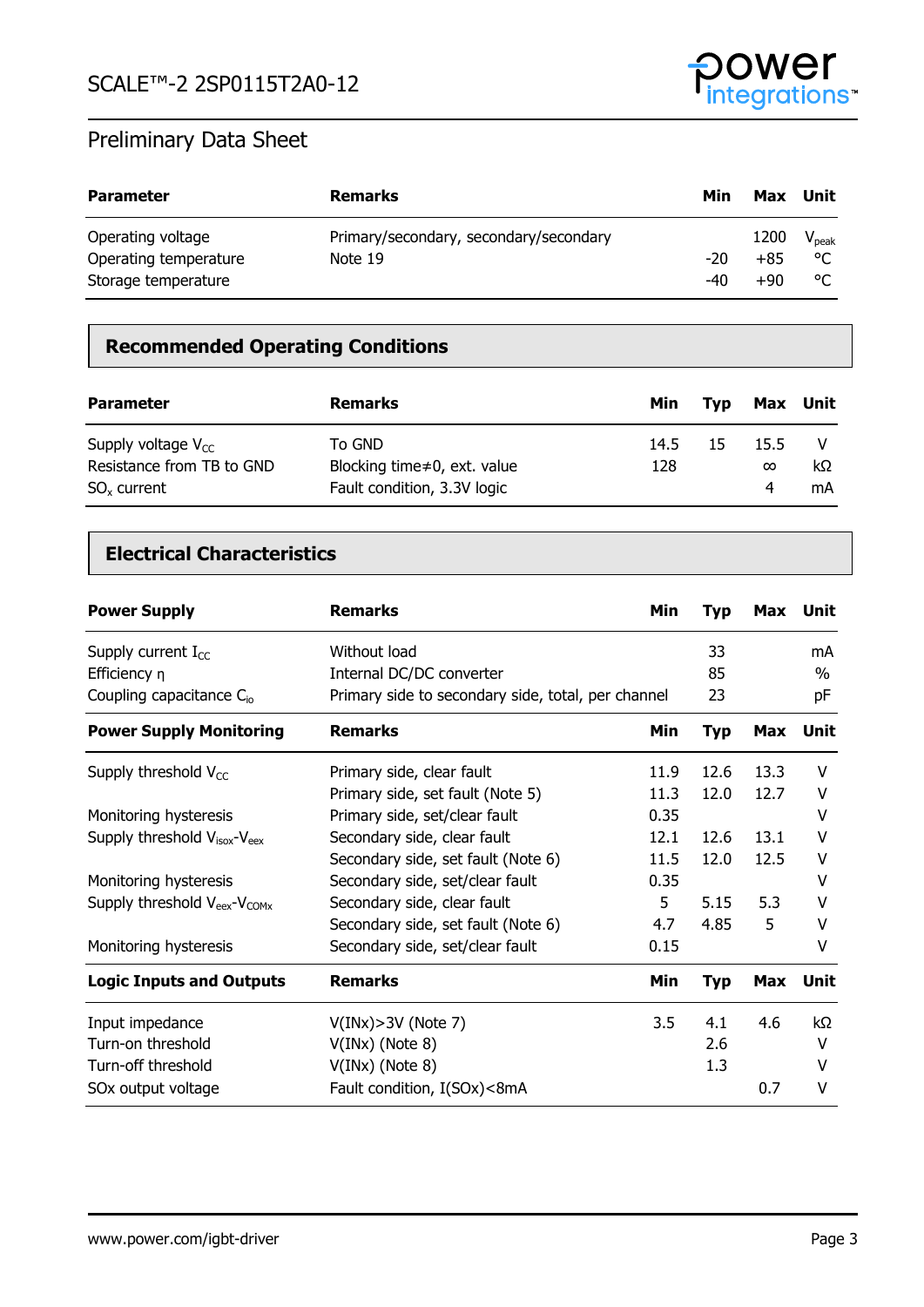# Preliminary Data Sheet

| Parameter | Remarks | Min | Max | Unit |
|---|---|---|---|---|
| Operating voltage | Primary/secondary, secondary/secondary | | 1200 | $V_{peak}$ |
| Operating temperature | Note 19 | -20 | +85 | °C |
| Storage temperature | | -40 | +90 | °C |

## Recommended Operating Conditions

| Parameter | Remarks | Min | Typ | Max | Unit |
|---|---|---|---|---|---|
| Supply voltage $V_{CC}$ | To GND | 14.5 | 15 | 15.5 | V |
| Resistance from TB to GND | Blocking time≠0, ext. value | 128 | | ∞ | kΩ |
| $SO_x$ current | Fault condition, 3.3V logic | | | 4 | mA |

## Electrical Characteristics

| Power Supply | Remarks | Min | Typ | Max | Unit |
|---|---|---|---|---|---|
| Supply current $I_{CC}$ | Without load | | 33 | | mA |
| Efficiency η | Internal DC/DC converter | | 85 | | % |
| Coupling capacitance $C_{io}$ | Primary side to secondary side, total, per channel | | 23 | | pF |
| **Power Supply Monitoring** | **Remarks** | **Min** | **Typ** | **Max** | **Unit** |
| Supply threshold $V_{CC}$ | Primary side, clear fault | 11.9 | 12.6 | 13.3 | V |
| | Primary side, set fault (Note 5) | 11.3 | 12.0 | 12.7 | V |
| Monitoring hysteresis | Primary side, set/clear fault | 0.35 | | | V |
| Supply threshold $V_{isox}$-$V_{eex}$ | Secondary side, clear fault | 12.1 | 12.6 | 13.1 | V |
| | Secondary side, set fault (Note 6) | 11.5 | 12.0 | 12.5 | V |
| Monitoring hysteresis | Secondary side, set/clear fault | 0.35 | | | V |
| Supply threshold $V_{eex}$-$V_{COMx}$ | Secondary side, clear fault | 5 | 5.15 | 5.3 | V |
| | Secondary side, set fault (Note 6) | 4.7 | 4.85 | 5 | V |
| Monitoring hysteresis | Secondary side, set/clear fault | 0.15 | | | V |
| **Logic Inputs and Outputs** | **Remarks** | **Min** | **Typ** | **Max** | **Unit** |
| Input impedance | V(INx)>3V (Note 7) | 3.5 | 4.1 | 4.6 | kΩ |
| Turn-on threshold | V(INx) (Note 8) | | 2.6 | | V |
| Turn-off threshold | V(INx) (Note 8) | | 1.3 | | V |
| SOx output voltage | Fault condition, I(SOx)<8mA | | | 0.7 | V |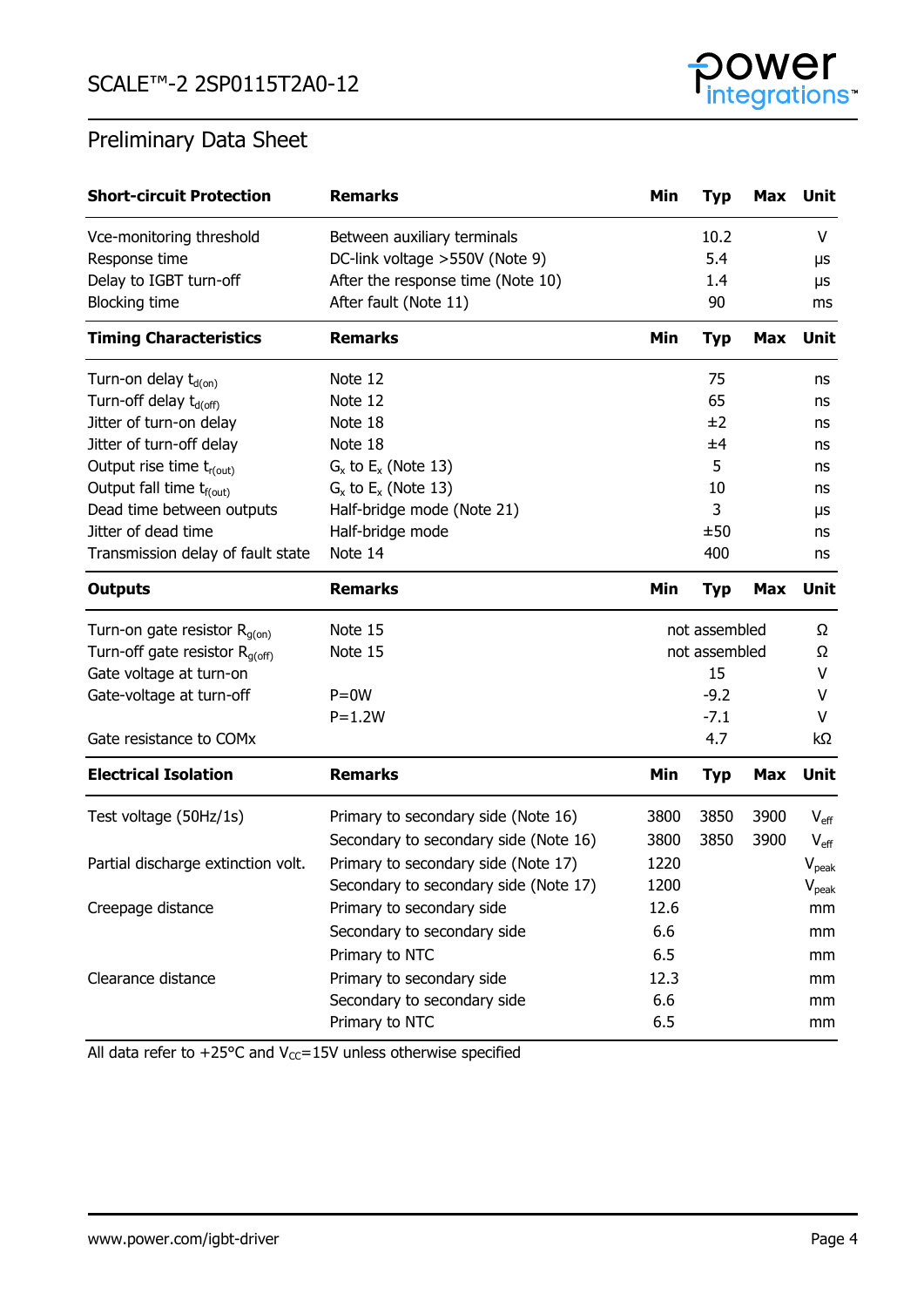## Preliminary Data Sheet

| Short-circuit Protection | Remarks | Min | Typ | Max | Unit |
|---|---|---|---|---|---|
| Vce-monitoring threshold | Between auxiliary terminals | | 10.2 | | V |
| Response time | DC-link voltage >550V (Note 9) | | 5.4 | | μs |
| Delay to IGBT turn-off | After the response time (Note 10) | | 1.4 | | μs |
| Blocking time | After fault (Note 11) | | 90 | | ms |

| Timing Characteristics | Remarks | Min | Typ | Max | Unit |
|---|---|---|---|---|---|
| Turn-on delay $t_{d(on)}$ | Note 12 | | 75 | | ns |
| Turn-off delay $t_{d(off)}$ | Note 12 | | 65 | | ns |
| Jitter of turn-on delay | Note 18 | | ±2 | | ns |
| Jitter of turn-off delay | Note 18 | | ±4 | | ns |
| Output rise time $t_{r(out)}$ | $G_x$ to $E_x$ (Note 13) | | 5 | | ns |
| Output fall time $t_{f(out)}$ | $G_x$ to $E_x$ (Note 13) | | 10 | | ns |
| Dead time between outputs | Half-bridge mode (Note 21) | | 3 | | μs |
| Jitter of dead time | Half-bridge mode | | ±50 | | ns |
| Transmission delay of fault state | Note 14 | | 400 | | ns |

| Outputs | Remarks | Min | Typ | Max | Unit |
|---|---|---|---|---|---|
| Turn-on gate resistor $R_{g(on)}$ | Note 15 | | not assembled | | Ω |
| Turn-off gate resistor $R_{g(off)}$ | Note 15 | | not assembled | | Ω |
| Gate voltage at turn-on | | | 15 | | V |
| Gate-voltage at turn-off | P=0W | | -9.2 | | V |
| | P=1.2W | | -7.1 | | V |
| Gate resistance to COMx | | | 4.7 | | kΩ |

| Electrical Isolation | Remarks | Min | Typ | Max | Unit |
|---|---|---|---|---|---|
| Test voltage (50Hz/1s) | Primary to secondary side (Note 16) | 3800 | 3850 | 3900 | $V_{eff}$ |
| | Secondary to secondary side (Note 16) | 3800 | 3850 | 3900 | $V_{eff}$ |
| Partial discharge extinction volt. | Primary to secondary side (Note 17) | 1220 | | | $V_{peak}$ |
| | Secondary to secondary side (Note 17) | 1200 | | | $V_{peak}$ |
| Creepage distance | Primary to secondary side | 12.6 | | | mm |
| | Secondary to secondary side | 6.6 | | | mm |
| | Primary to NTC | 6.5 | | | mm |
| Clearance distance | Primary to secondary side | 12.3 | | | mm |
| | Secondary to secondary side | 6.6 | | | mm |
| | Primary to NTC | 6.5 | | | mm |

All data refer to +25°C and $V_{CC}$=15V unless otherwise specified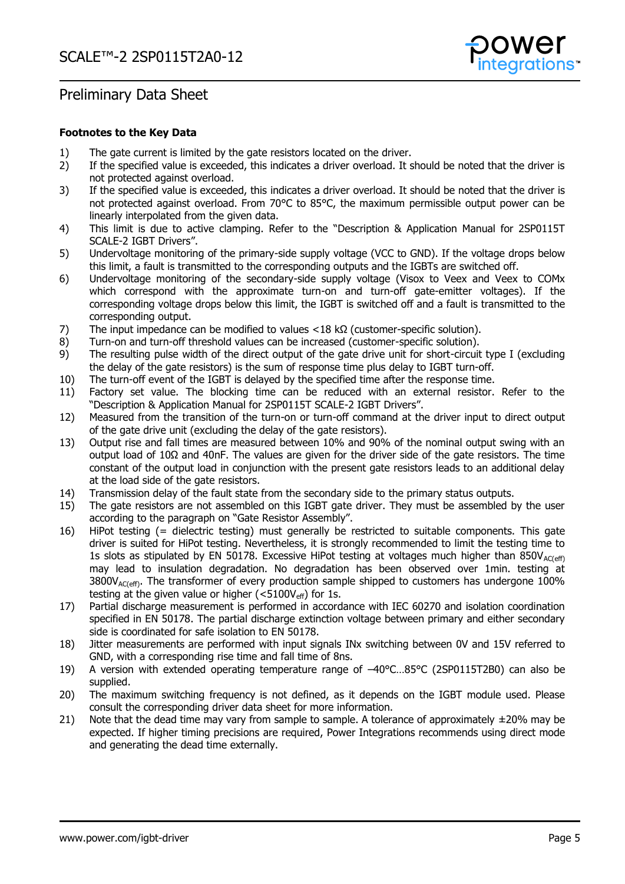## Footnotes to the Key Data

1) The gate current is limited by the gate resistors located on the driver.
2) If the specified value is exceeded, this indicates a driver overload. It should be noted that the driver is not protected against overload.
3) If the specified value is exceeded, this indicates a driver overload. It should be noted that the driver is not protected against overload. From 70°C to 85°C, the maximum permissible output power can be linearly interpolated from the given data.
4) This limit is due to active clamping. Refer to the "Description & Application Manual for 2SP0115T SCALE-2 IGBT Drivers".
5) Undervoltage monitoring of the primary-side supply voltage (VCC to GND). If the voltage drops below this limit, a fault is transmitted to the corresponding outputs and the IGBTs are switched off.
6) Undervoltage monitoring of the secondary-side supply voltage (Visox to Veex and Veex to COMx which correspond with the approximate turn-on and turn-off gate-emitter voltages). If the corresponding voltage drops below this limit, the IGBT is switched off and a fault is transmitted to the corresponding output.
7) The input impedance can be modified to values <18 kΩ (customer-specific solution).
8) Turn-on and turn-off threshold values can be increased (customer-specific solution).
9) The resulting pulse width of the direct output of the gate drive unit for short-circuit type I (excluding the delay of the gate resistors) is the sum of response time plus delay to IGBT turn-off.
10) The turn-off event of the IGBT is delayed by the specified time after the response time.
11) Factory set value. The blocking time can be reduced with an external resistor. Refer to the "Description & Application Manual for 2SP0115T SCALE-2 IGBT Drivers".
12) Measured from the transition of the turn-on or turn-off command at the driver input to direct output of the gate drive unit (excluding the delay of the gate resistors).
13) Output rise and fall times are measured between 10% and 90% of the nominal output swing with an output load of 10Ω and 40nF. The values are given for the driver side of the gate resistors. The time constant of the output load in conjunction with the present gate resistors leads to an additional delay at the load side of the gate resistors.
14) Transmission delay of the fault state from the secondary side to the primary status outputs.
15) The gate resistors are not assembled on this IGBT gate driver. They must be assembled by the user according to the paragraph on "Gate Resistor Assembly".
16) HiPot testing (= dielectric testing) must generally be restricted to suitable components. This gate driver is suited for HiPot testing. Nevertheless, it is strongly recommended to limit the testing time to 1s slots as stipulated by EN 50178. Excessive HiPot testing at voltages much higher than $850V_{AC(eff)}$ may lead to insulation degradation. No degradation has been observed over 1min. testing at $3800V_{AC(eff)}$. The transformer of every production sample shipped to customers has undergone 100% testing at the given value or higher ($<5100V_{eff}$) for 1s.
17) Partial discharge measurement is performed in accordance with IEC 60270 and isolation coordination specified in EN 50178. The partial discharge extinction voltage between primary and either secondary side is coordinated for safe isolation to EN 50178.
18) Jitter measurements are performed with input signals INx switching between 0V and 15V referred to GND, with a corresponding rise time and fall time of 8ns.
19) A version with extended operating temperature range of –40°C…85°C (2SP0115T2B0) can also be supplied.
20) The maximum switching frequency is not defined, as it depends on the IGBT module used. Please consult the corresponding driver data sheet for more information.
21) Note that the dead time may vary from sample to sample. A tolerance of approximately ±20% may be expected. If higher timing precisions are required, Power Integrations recommends using direct mode and generating the dead time externally.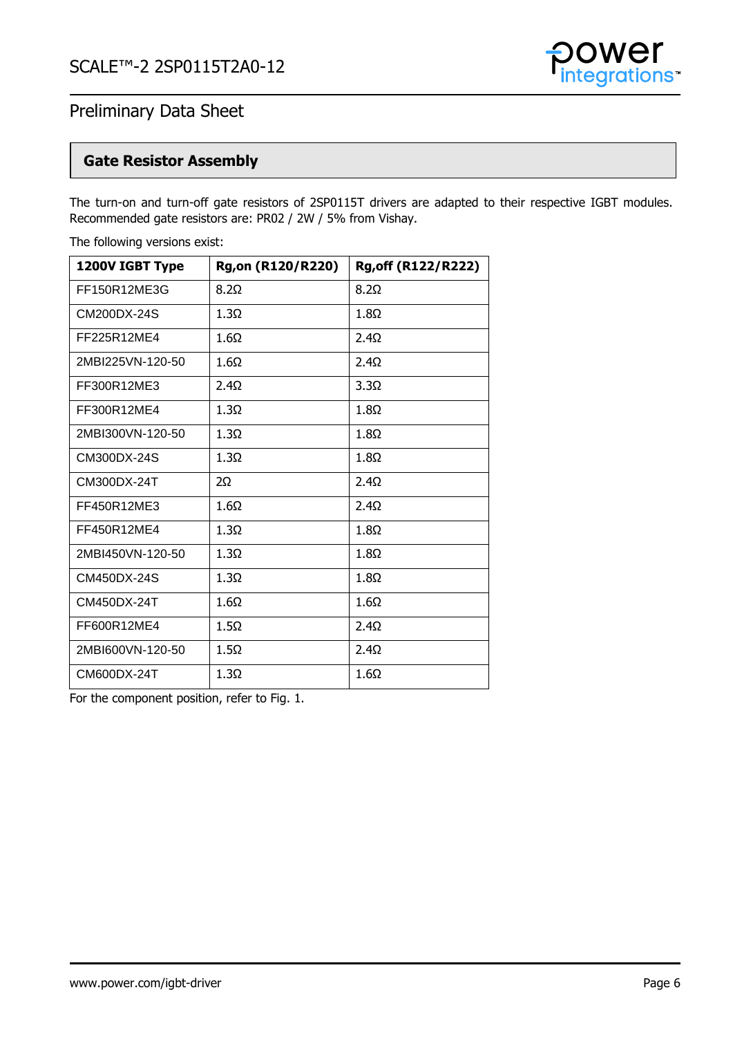## Gate Resistor Assembly

The turn-on and turn-off gate resistors of 2SP0115T drivers are adapted to their respective IGBT modules. Recommended gate resistors are: PR02 / 2W / 5% from Vishay.

The following versions exist:

| 1200V IGBT Type | Rg,on (R120/R220) | Rg,off (R122/R222) |
|---|---|---|
| FF150R12ME3G | 8.2Ω | 8.2Ω |
| CM200DX-24S | 1.3Ω | 1.8Ω |
| FF225R12ME4 | 1.6Ω | 2.4Ω |
| 2MBI225VN-120-50 | 1.6Ω | 2.4Ω |
| FF300R12ME3 | 2.4Ω | 3.3Ω |
| FF300R12ME4 | 1.3Ω | 1.8Ω |
| 2MBI300VN-120-50 | 1.3Ω | 1.8Ω |
| CM300DX-24S | 1.3Ω | 1.8Ω |
| CM300DX-24T | 2Ω | 2.4Ω |
| FF450R12ME3 | 1.6Ω | 2.4Ω |
| FF450R12ME4 | 1.3Ω | 1.8Ω |
| 2MBI450VN-120-50 | 1.3Ω | 1.8Ω |
| CM450DX-24S | 1.3Ω | 1.8Ω |
| CM450DX-24T | 1.6Ω | 1.6Ω |
| FF600R12ME4 | 1.5Ω | 2.4Ω |
| 2MBI600VN-120-50 | 1.5Ω | 2.4Ω |
| CM600DX-24T | 1.3Ω | 1.6Ω |

For the component position, refer to Fig. 1.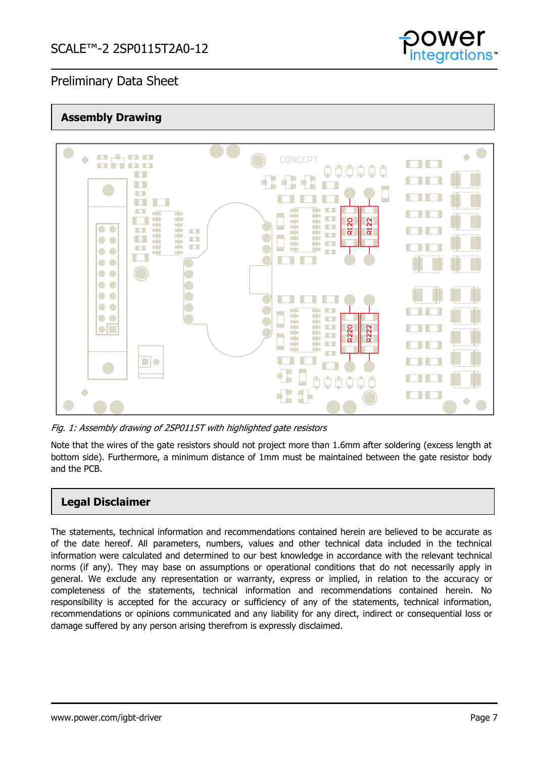## Assembly Drawing

*Fig. 1: Assembly drawing of 2SP0115T with highlighted gate resistors*

Note that the wires of the gate resistors should not project more than 1.6mm after soldering (excess length at bottom side). Furthermore, a minimum distance of 1mm must be maintained between the gate resistor body and the PCB.

## Legal Disclaimer

The statements, technical information and recommendations contained herein are believed to be accurate as of the date hereof. All parameters, numbers, values and other technical data included in the technical information were calculated and determined to our best knowledge in accordance with the relevant technical norms (if any). They may base on assumptions or operational conditions that do not necessarily apply in general. We exclude any representation or warranty, express or implied, in relation to the accuracy or completeness of the statements, technical information and recommendations contained herein. No responsibility is accepted for the accuracy or sufficiency of any of the statements, technical information, recommendations or opinions communicated and any liability for any direct, indirect or consequential loss or damage suffered by any person arising therefrom is expressly disclaimed.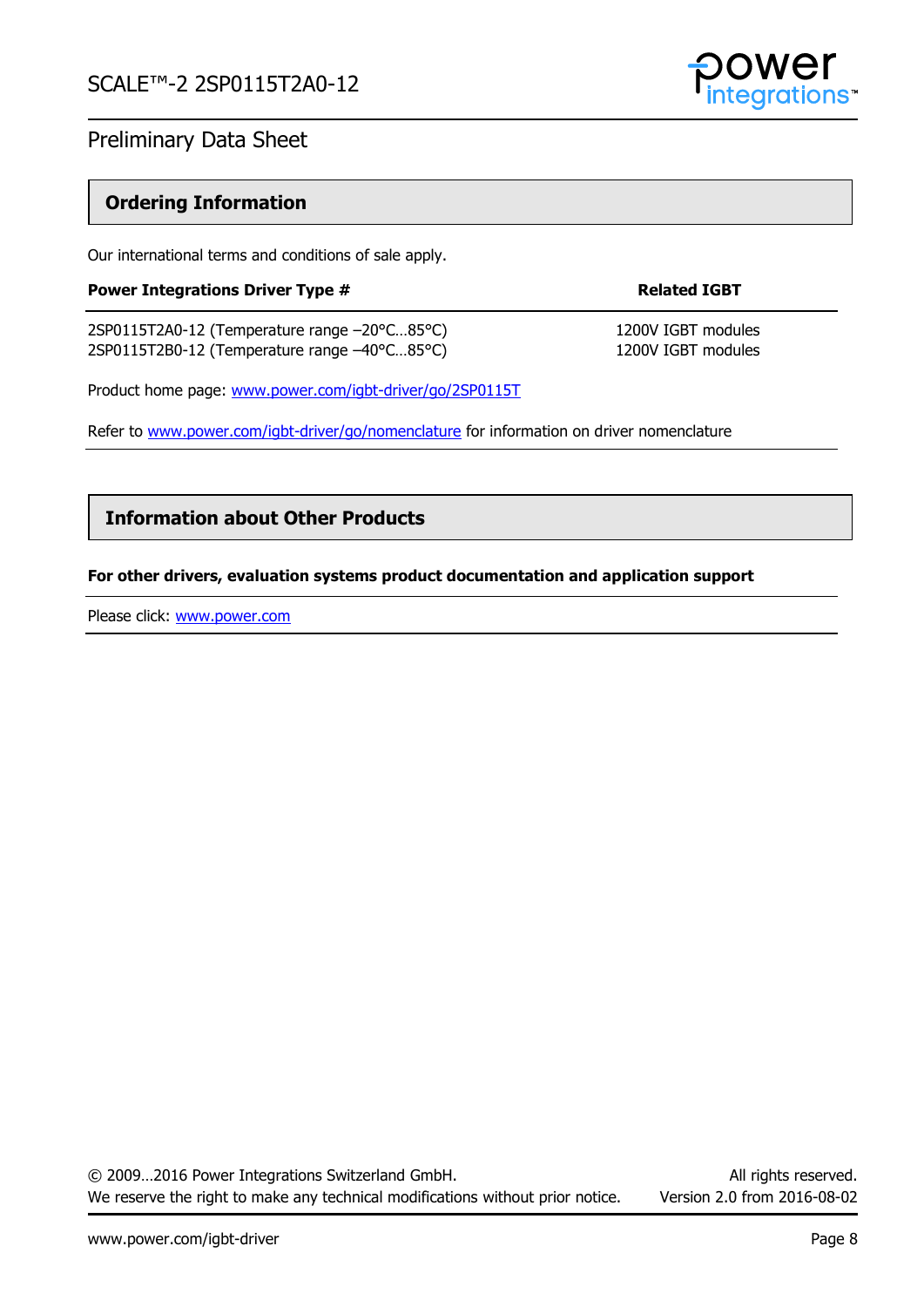## Ordering Information

Our international terms and conditions of sale apply.

| Power Integrations Driver Type # | Related IGBT |
|---|---|
| 2SP0115T2A0-12 (Temperature range –20°C…85°C) | 1200V IGBT modules |
| 2SP0115T2B0-12 (Temperature range –40°C…85°C) | 1200V IGBT modules |

Product home page: [www.power.com/igbt-driver/go/2SP0115T](www.power.com/igbt-driver/go/2SP0115T)

Refer to [www.power.com/igbt-driver/go/nomenclature](www.power.com/igbt-driver/go/nomenclature) for information on driver nomenclature

## Information about Other Products

**For other drivers, evaluation systems product documentation and application support**

Please click: [www.power.com](www.power.com)

© 2009…2016 Power Integrations Switzerland GmbH. All rights reserved.
We reserve the right to make any technical modifications without prior notice. Version 2.0 from 2016-08-02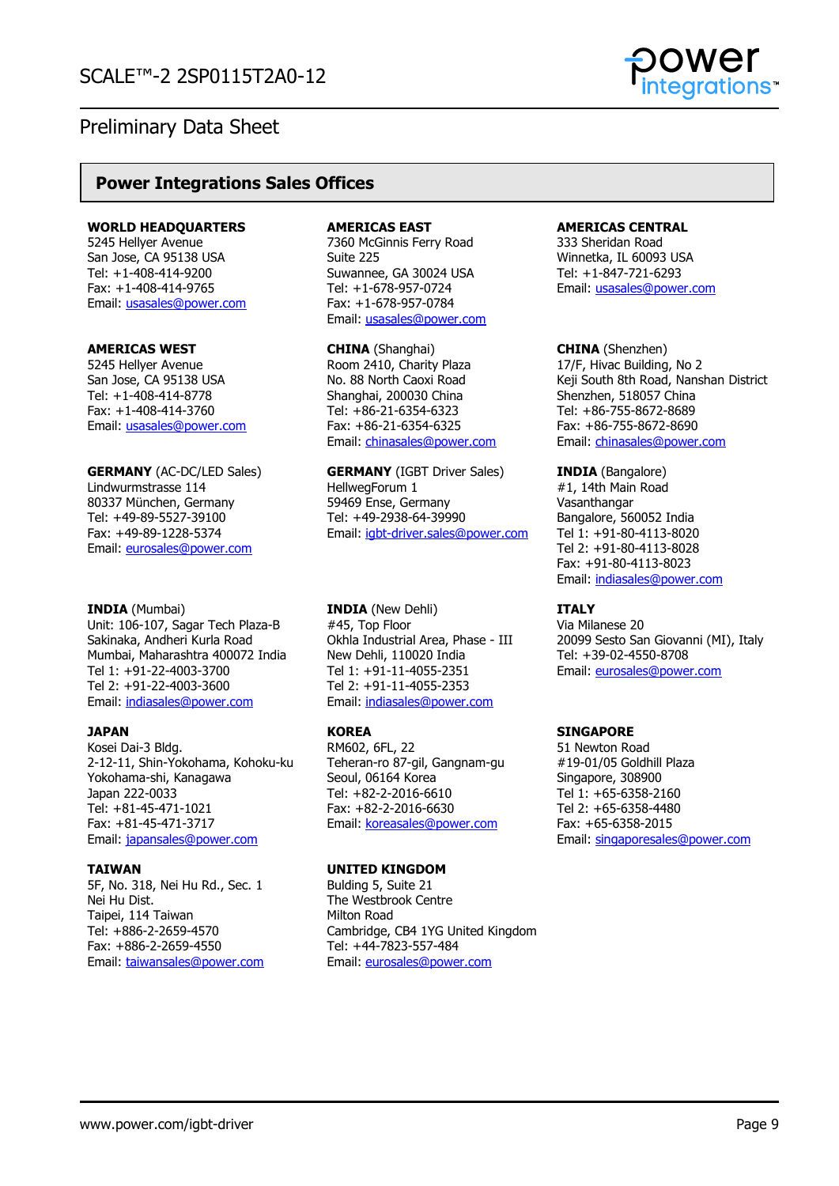## Power Integrations Sales Offices

**WORLD HEADQUARTERS**
5245 Hellyer Avenue
San Jose, CA 95138 USA
Tel: +1-408-414-9200
Fax: +1-408-414-9765
Email: usasales@power.com

**AMERICAS EAST**
7360 McGinnis Ferry Road
Suite 225
Suwannee, GA 30024 USA
Tel: +1-678-957-0724
Fax: +1-678-957-0784
Email: usasales@power.com

**AMERICAS CENTRAL**
333 Sheridan Road
Winnetka, IL 60093 USA
Tel: +1-847-721-6293
Email: usasales@power.com

**AMERICAS WEST**
5245 Hellyer Avenue
San Jose, CA 95138 USA
Tel: +1-408-414-8778
Fax: +1-408-414-3760
Email: usasales@power.com

**CHINA** (Shanghai)
Room 2410, Charity Plaza
No. 88 North Caoxi Road
Shanghai, 200030 China
Tel: +86-21-6354-6323
Fax: +86-21-6354-6325
Email: chinasales@power.com

**CHINA** (Shenzhen)
17/F, Hivac Building, No 2
Keji South 8th Road, Nanshan District
Shenzhen, 518057 China
Tel: +86-755-8672-8689
Fax: +86-755-8672-8690
Email: chinasales@power.com

**GERMANY** (AC-DC/LED Sales)
Lindwurmstrasse 114
80337 München, Germany
Tel: +49-89-5527-39100
Fax: +49-89-1228-5374
Email: eurosales@power.com

**GERMANY** (IGBT Driver Sales)
HellwegForum 1
59469 Ense, Germany
Tel: +49-2938-64-39990
Email: igbt-driver.sales@power.com

**INDIA** (Bangalore)
#1, 14th Main Road
Vasanthangar
Bangalore, 560052 India
Tel 1: +91-80-4113-8020
Tel 2: +91-80-4113-8028
Fax: +91-80-4113-8023
Email: indiasales@power.com

**INDIA** (Mumbai)
Unit: 106-107, Sagar Tech Plaza-B
Sakinaka, Andheri Kurla Road
Mumbai, Maharashtra 400072 India
Tel 1: +91-22-4003-3700
Tel 2: +91-22-4003-3600
Email: indiasales@power.com

**INDIA** (New Dehli)
#45, Top Floor
Okhla Industrial Area, Phase - III
New Dehli, 110020 India
Tel 1: +91-11-4055-2351
Tel 2: +91-11-4055-2353
Email: indiasales@power.com

**ITALY**
Via Milanese 20
20099 Sesto San Giovanni (MI), Italy
Tel: +39-02-4550-8708
Email: eurosales@power.com

**JAPAN**
Kosei Dai-3 Bldg.
2-12-11, Shin-Yokohama, Kohoku-ku
Yokohama-shi, Kanagawa
Japan 222-0033
Tel: +81-45-471-1021
Fax: +81-45-471-3717
Email: japansales@power.com

**KOREA**
RM602, 6FL, 22
Teheran-ro 87-gil, Gangnam-gu
Seoul, 06164 Korea
Tel: +82-2-2016-6610
Fax: +82-2-2016-6630
Email: koreasales@power.com

**SINGAPORE**
51 Newton Road
#19-01/05 Goldhill Plaza
Singapore, 308900
Tel 1: +65-6358-2160
Tel 2: +65-6358-4480
Fax: +65-6358-2015
Email: singaporesales@power.com

**TAIWAN**
5F, No. 318, Nei Hu Rd., Sec. 1
Nei Hu Dist.
Taipei, 114 Taiwan
Tel: +886-2-2659-4570
Fax: +886-2-2659-4550
Email: taiwansales@power.com

**UNITED KINGDOM**
Bulding 5, Suite 21
The Westbrook Centre
Milton Road
Cambridge, CB4 1YG United Kingdom
Tel: +44-7823-557-484
Email: eurosales@power.com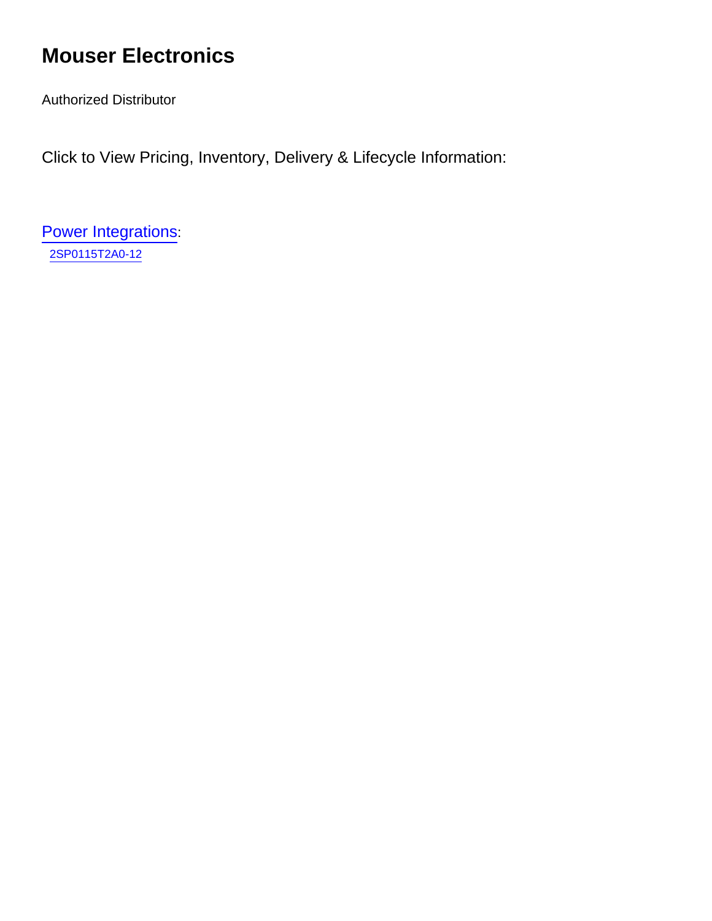# Mouser Electronics

Authorized Distributor

Click to View Pricing, Inventory, Delivery & Lifecycle Information:

Power Integrations:

2SP0115T2A0-12